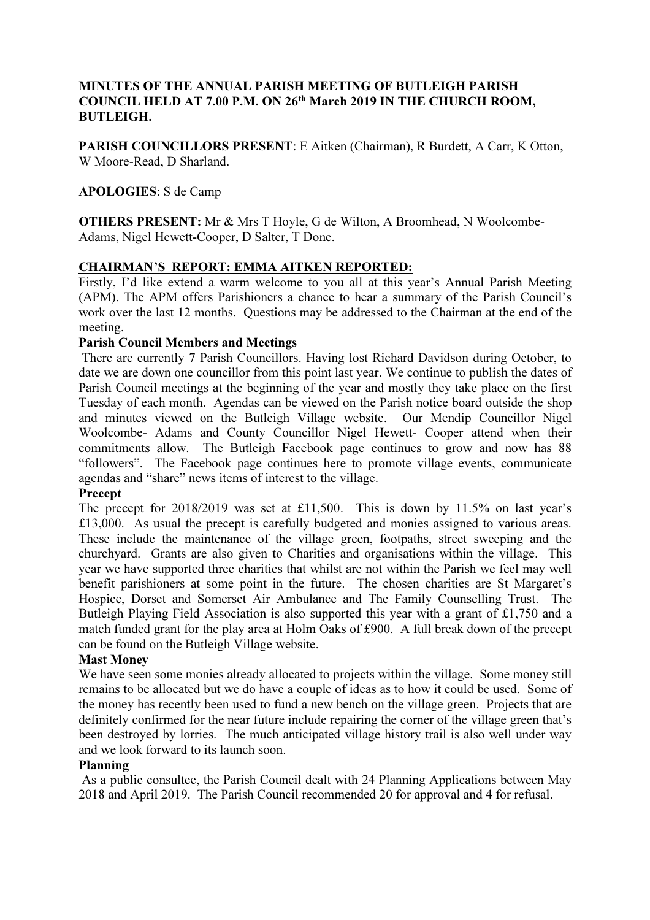**MINUTES OF THE ANNUAL PARISH MEETING OF BUTLEIGH PARISH COUNCIL HELD AT 7.00 P.M. ON 26th March 2019 IN THE CHURCH ROOM, BUTLEIGH.**

**PARISH COUNCILLORS PRESENT**: E Aitken (Chairman), R Burdett, A Carr, K Otton, W Moore-Read, D Sharland.

**APOLOGIES**: S de Camp

**OTHERS PRESENT:** Mr & Mrs T Hoyle, G de Wilton, A Broomhead, N Woolcombe-Adams, Nigel Hewett-Cooper, D Salter, T Done.

**CHAIRMAN'S REPORT: EMMA AITKEN REPORTED:**

Firstly, I'd like extend a warm welcome to you all at this year's Annual Parish Meeting (APM). The APM offers Parishioners a chance to hear a summary of the Parish Council's work over the last 12 months. Questions may be addressed to the Chairman at the end of the meeting.

**Parish Council Members and Meetings**

There are currently 7 Parish Councillors. Having lost Richard Davidson during October, to date we are down one councillor from this point last year. We continue to publish the dates of Parish Council meetings at the beginning of the year and mostly they take place on the first Tuesday of each month. Agendas can be viewed on the Parish notice board outside the shop and minutes viewed on the Butleigh Village website. Our Mendip Councillor Nigel Woolcombe- Adams and County Councillor Nigel Hewett- Cooper attend when their commitments allow. The Butleigh Facebook page continues to grow and now has 88 "followers". The Facebook page continues here to promote village events, communicate agendas and "share" news items of interest to the village.

**Precept**

The precept for 2018/2019 was set at £11,500. This is down by 11.5% on last year's £13,000. As usual the precept is carefully budgeted and monies assigned to various areas. These include the maintenance of the village green, footpaths, street sweeping and the churchyard. Grants are also given to Charities and organisations within the village. This year we have supported three charities that whilst are not within the Parish we feel may well benefit parishioners at some point in the future. The chosen charities are St Margaret's Hospice, Dorset and Somerset Air Ambulance and The Family Counselling Trust. The Butleigh Playing Field Association is also supported this year with a grant of £1,750 and a match funded grant for the play area at Holm Oaks of £900. A full break down of the precept can be found on the Butleigh Village website.

**Mast Money**

We have seen some monies already allocated to projects within the village. Some money still remains to be allocated but we do have a couple of ideas as to how it could be used. Some of the money has recently been used to fund a new bench on the village green. Projects that are definitely confirmed for the near future include repairing the corner of the village green that's been destroyed by lorries. The much anticipated village history trail is also well under way and we look forward to its launch soon.

**Planning**

As a public consultee, the Parish Council dealt with 24 Planning Applications between May 2018 and April 2019. The Parish Council recommended 20 for approval and 4 for refusal.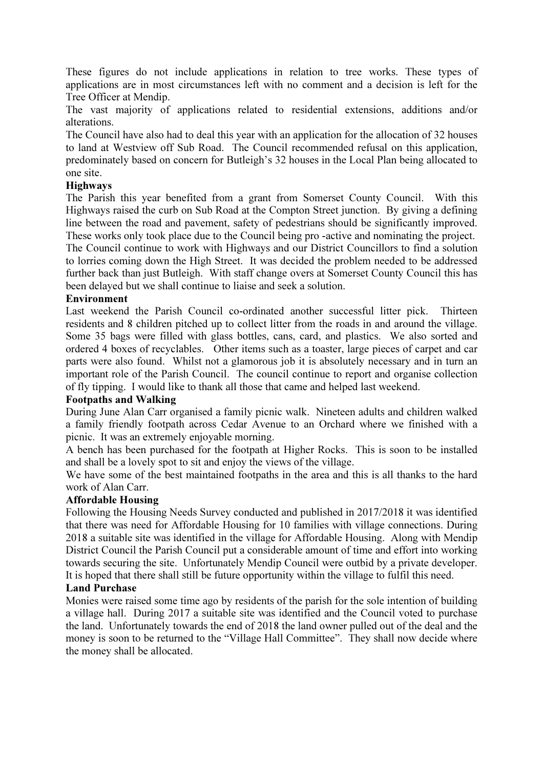These figures do not include applications in relation to tree works. These types of applications are in most circumstances left with no comment and a decision is left for the Tree Officer at Mendip.

The vast majority of applications related to residential extensions, additions and/or alterations.

The Council have also had to deal this year with an application for the allocation of 32 houses to land at Westview off Sub Road. The Council recommended refusal on this application, predominately based on concern for Butleigh's 32 houses in the Local Plan being allocated to one site.

**Highways**

The Parish this year benefited from a grant from Somerset County Council. With this Highways raised the curb on Sub Road at the Compton Street junction. By giving a defining line between the road and pavement, safety of pedestrians should be significantly improved. These works only took place due to the Council being pro -active and nominating the project.

The Council continue to work with Highways and our District Councillors to find a solution to lorries coming down the High Street. It was decided the problem needed to be addressed further back than just Butleigh. With staff change overs at Somerset County Council this has been delayed but we shall continue to liaise and seek a solution.

**Environment**

Last weekend the Parish Council co-ordinated another successful litter pick. Thirteen residents and 8 children pitched up to collect litter from the roads in and around the village. Some 35 bags were filled with glass bottles, cans, card, and plastics. We also sorted and ordered 4 boxes of recyclables. Other items such as a toaster, large pieces of carpet and car parts were also found. Whilst not a glamorous job it is absolutely necessary and in turn an important role of the Parish Council. The council continue to report and organise collection of fly tipping. I would like to thank all those that came and helped last weekend.

**Footpaths and Walking**

During June Alan Carr organised a family picnic walk. Nineteen adults and children walked a family friendly footpath across Cedar Avenue to an Orchard where we finished with a picnic. It was an extremely enjoyable morning.

A bench has been purchased for the footpath at Higher Rocks. This is soon to be installed and shall be a lovely spot to sit and enjoy the views of the village.

We have some of the best maintained footpaths in the area and this is all thanks to the hard work of Alan Carr.

**Affordable Housing**

Following the Housing Needs Survey conducted and published in 2017/2018 it was identified that there was need for Affordable Housing for 10 families with village connections. During 2018 a suitable site was identified in the village for Affordable Housing. Along with Mendip District Council the Parish Council put a considerable amount of time and effort into working towards securing the site. Unfortunately Mendip Council were outbid by a private developer. It is hoped that there shall still be future opportunity within the village to fulfil this need.

**Land Purchase**

Monies were raised some time ago by residents of the parish for the sole intention of building a village hall. During 2017 a suitable site was identified and the Council voted to purchase the land. Unfortunately towards the end of 2018 the land owner pulled out of the deal and the money is soon to be returned to the "Village Hall Committee". They shall now decide where the money shall be allocated.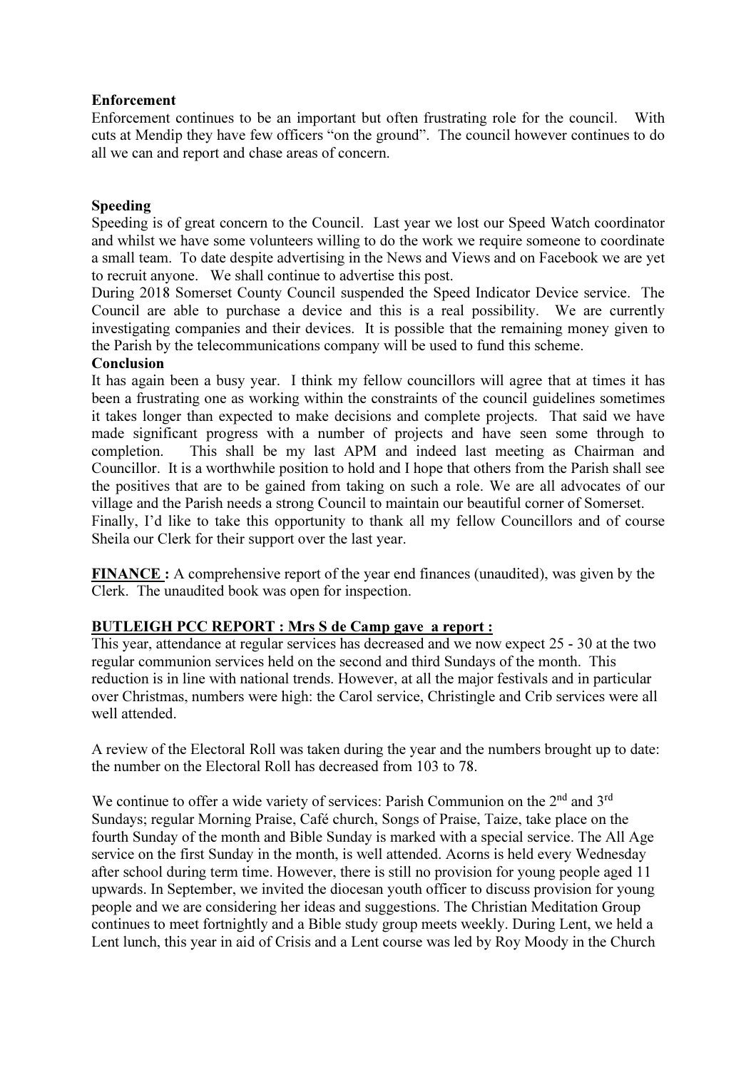**Enforcement**

Enforcement continues to be an important but often frustrating role for the council. With cuts at Mendip they have few officers "on the ground". The council however continues to do all we can and report and chase areas of concern.

**Speeding**

Speeding is of great concern to the Council. Last year we lost our Speed Watch coordinator and whilst we have some volunteers willing to do the work we require someone to coordinate a small team. To date despite advertising in the News and Views and on Facebook we are yet to recruit anyone. We shall continue to advertise this post.

During 2018 Somerset County Council suspended the Speed Indicator Device service. The Council are able to purchase a device and this is a real possibility. We are currently investigating companies and their devices. It is possible that the remaining money given to the Parish by the telecommunications company will be used to fund this scheme.

**Conclusion**

It has again been a busy year. I think my fellow councillors will agree that at times it has been a frustrating one as working within the constraints of the council guidelines sometimes it takes longer than expected to make decisions and complete projects. That said we have made significant progress with a number of projects and have seen some through to completion. This shall be my last APM and indeed last meeting as Chairman and Councillor. It is a worthwhile position to hold and I hope that others from the Parish shall see the positives that are to be gained from taking on such a role. We are all advocates of our village and the Parish needs a strong Council to maintain our beautiful corner of Somerset.

Finally, I'd like to take this opportunity to thank all my fellow Councillors and of course Sheila our Clerk for their support over the last year.

**FINANCE :** A comprehensive report of the year end finances (unaudited), was given by the Clerk. The unaudited book was open for inspection.

**BUTLEIGH PCC REPORT : Mrs S de Camp gave a report :**

This year, attendance at regular services has decreased and we now expect 25 - 30 at the two regular communion services held on the second and third Sundays of the month. This reduction is in line with national trends. However, at all the major festivals and in particular over Christmas, numbers were high: the Carol service, Christingle and Crib services were all well attended.

A review of the Electoral Roll was taken during the year and the numbers brought up to date: the number on the Electoral Roll has decreased from 103 to 78.

We continue to offer a wide variety of services: Parish Communion on the 2nd and 3rd Sundays; regular Morning Praise, Café church, Songs of Praise, Taize, take place on the fourth Sunday of the month and Bible Sunday is marked with a special service. The All Age service on the first Sunday in the month, is well attended. Acorns is held every Wednesday after school during term time. However, there is still no provision for young people aged 11 upwards. In September, we invited the diocesan youth officer to discuss provision for young people and we are considering her ideas and suggestions. The Christian Meditation Group continues to meet fortnightly and a Bible study group meets weekly. During Lent, we held a Lent lunch, this year in aid of Crisis and a Lent course was led by Roy Moody in the Church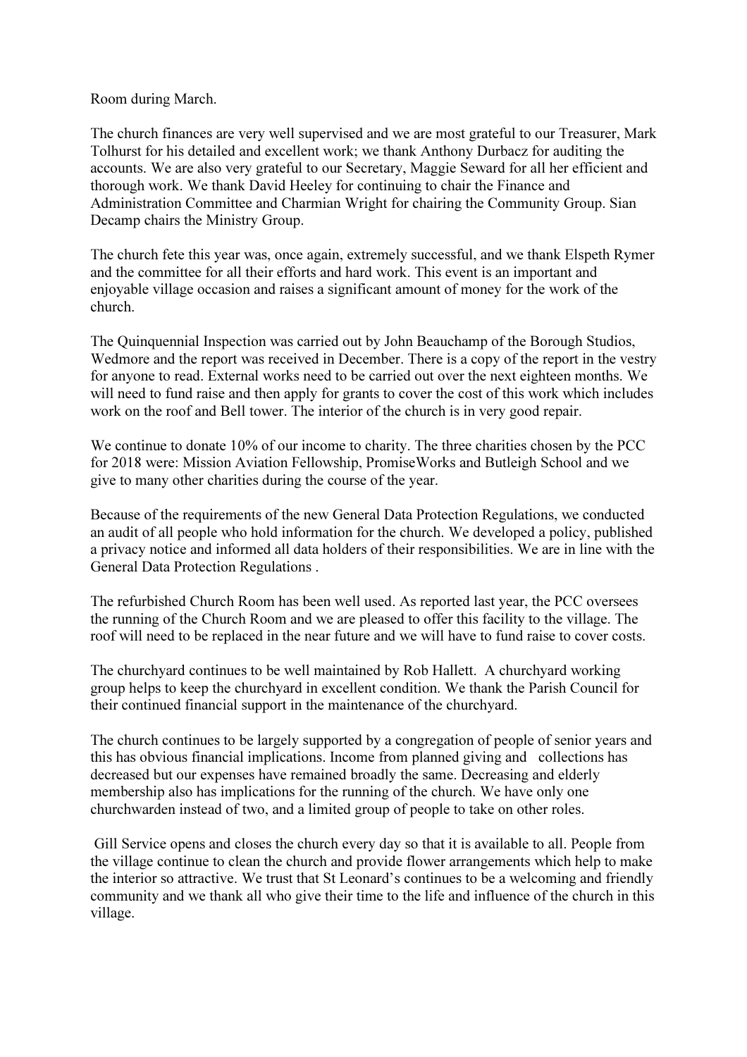Room during March.

The church finances are very well supervised and we are most grateful to our Treasurer, Mark Tolhurst for his detailed and excellent work; we thank Anthony Durbacz for auditing the accounts. We are also very grateful to our Secretary, Maggie Seward for all her efficient and thorough work. We thank David Heeley for continuing to chair the Finance and Administration Committee and Charmian Wright for chairing the Community Group. Sian Decamp chairs the Ministry Group.

The church fete this year was, once again, extremely successful, and we thank Elspeth Rymer and the committee for all their efforts and hard work. This event is an important and enjoyable village occasion and raises a significant amount of money for the work of the church.

The Quinquennial Inspection was carried out by John Beauchamp of the Borough Studios, Wedmore and the report was received in December. There is a copy of the report in the vestry for anyone to read. External works need to be carried out over the next eighteen months. We will need to fund raise and then apply for grants to cover the cost of this work which includes work on the roof and Bell tower. The interior of the church is in very good repair.

We continue to donate 10% of our income to charity. The three charities chosen by the PCC for 2018 were: Mission Aviation Fellowship, PromiseWorks and Butleigh School and we give to many other charities during the course of the year.

Because of the requirements of the new General Data Protection Regulations, we conducted an audit of all people who hold information for the church. We developed a policy, published a privacy notice and informed all data holders of their responsibilities. We are in line with the General Data Protection Regulations .

The refurbished Church Room has been well used. As reported last year, the PCC oversees the running of the Church Room and we are pleased to offer this facility to the village. The roof will need to be replaced in the near future and we will have to fund raise to cover costs.

The churchyard continues to be well maintained by Rob Hallett. A churchyard working group helps to keep the churchyard in excellent condition. We thank the Parish Council for their continued financial support in the maintenance of the churchyard.

The church continues to be largely supported by a congregation of people of senior years and this has obvious financial implications. Income from planned giving and collections has decreased but our expenses have remained broadly the same. Decreasing and elderly membership also has implications for the running of the church. We have only one churchwarden instead of two, and a limited group of people to take on other roles.

Gill Service opens and closes the church every day so that it is available to all. People from the village continue to clean the church and provide flower arrangements which help to make the interior so attractive. We trust that St Leonard's continues to be a welcoming and friendly community and we thank all who give their time to the life and influence of the church in this village.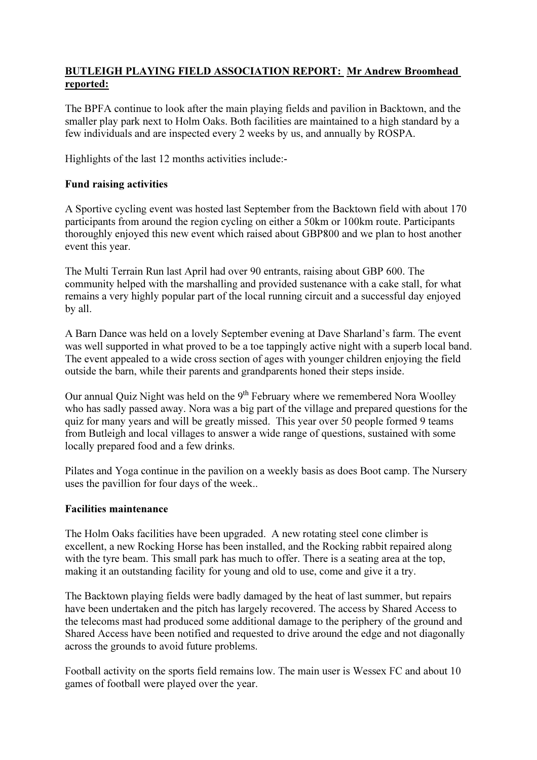**<u>BUTLEIGH PLAYING FIELD ASSOCIATION REPORT:</u>** **<u>Mr Andrew Broomhead reported:</u>**

The BPFA continue to look after the main playing fields and pavilion in Backtown, and the smaller play park next to Holm Oaks. Both facilities are maintained to a high standard by a few individuals and are inspected every 2 weeks by us, and annually by ROSPA.

Highlights of the last 12 months activities include:-

**Fund raising activities**

A Sportive cycling event was hosted last September from the Backtown field with about 170 participants from around the region cycling on either a 50km or 100km route. Participants thoroughly enjoyed this new event which raised about GBP800 and we plan to host another event this year.

The Multi Terrain Run last April had over 90 entrants, raising about GBP 600. The community helped with the marshalling and provided sustenance with a cake stall, for what remains a very highly popular part of the local running circuit and a successful day enjoyed by all.

A Barn Dance was held on a lovely September evening at Dave Sharland's farm. The event was well supported in what proved to be a toe tappingly active night with a superb local band. The event appealed to a wide cross section of ages with younger children enjoying the field outside the barn, while their parents and grandparents honed their steps inside.

Our annual Quiz Night was held on the 9th February where we remembered Nora Woolley who has sadly passed away. Nora was a big part of the village and prepared questions for the quiz for many years and will be greatly missed. This year over 50 people formed 9 teams from Butleigh and local villages to answer a wide range of questions, sustained with some locally prepared food and a few drinks.

Pilates and Yoga continue in the pavilion on a weekly basis as does Boot camp. The Nursery uses the pavillion for four days of the week..

**Facilities maintenance**

The Holm Oaks facilities have been upgraded. A new rotating steel cone climber is excellent, a new Rocking Horse has been installed, and the Rocking rabbit repaired along with the tyre beam. This small park has much to offer. There is a seating area at the top, making it an outstanding facility for young and old to use, come and give it a try.

The Backtown playing fields were badly damaged by the heat of last summer, but repairs have been undertaken and the pitch has largely recovered. The access by Shared Access to the telecoms mast had produced some additional damage to the periphery of the ground and Shared Access have been notified and requested to drive around the edge and not diagonally across the grounds to avoid future problems.

Football activity on the sports field remains low. The main user is Wessex FC and about 10 games of football were played over the year.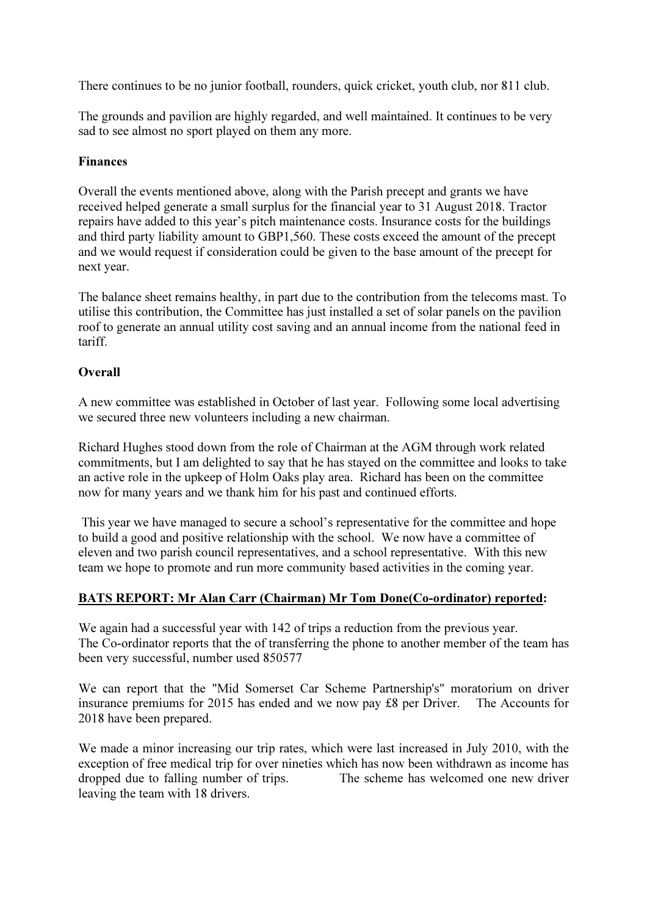There continues to be no junior football, rounders, quick cricket, youth club, nor 811 club.

The grounds and pavilion are highly regarded, and well maintained. It continues to be very sad to see almost no sport played on them any more.

**Finances**

Overall the events mentioned above, along with the Parish precept and grants we have received helped generate a small surplus for the financial year to 31 August 2018. Tractor repairs have added to this year's pitch maintenance costs. Insurance costs for the buildings and third party liability amount to GBP1,560. These costs exceed the amount of the precept and we would request if consideration could be given to the base amount of the precept for next year.

The balance sheet remains healthy, in part due to the contribution from the telecoms mast. To utilise this contribution, the Committee has just installed a set of solar panels on the pavilion roof to generate an annual utility cost saving and an annual income from the national feed in tariff.

**Overall**

A new committee was established in October of last year. Following some local advertising we secured three new volunteers including a new chairman.

Richard Hughes stood down from the role of Chairman at the AGM through work related commitments, but I am delighted to say that he has stayed on the committee and looks to take an active role in the upkeep of Holm Oaks play area. Richard has been on the committee now for many years and we thank him for his past and continued efforts.

This year we have managed to secure a school's representative for the committee and hope to build a good and positive relationship with the school. We now have a committee of eleven and two parish council representatives, and a school representative. With this new team we hope to promote and run more community based activities in the coming year.

**BATS REPORT: Mr Alan Carr (Chairman) Mr Tom Done(Co-ordinator) reported:**

We again had a successful year with 142 of trips a reduction from the previous year.
The Co-ordinator reports that the of transferring the phone to another member of the team has been very successful, number used 850577

We can report that the "Mid Somerset Car Scheme Partnership's" moratorium on driver insurance premiums for 2015 has ended and we now pay £8 per Driver. The Accounts for 2018 have been prepared.

We made a minor increasing our trip rates, which were last increased in July 2010, with the exception of free medical trip for over nineties which has now been withdrawn as income has dropped due to falling number of trips. The scheme has welcomed one new driver leaving the team with 18 drivers.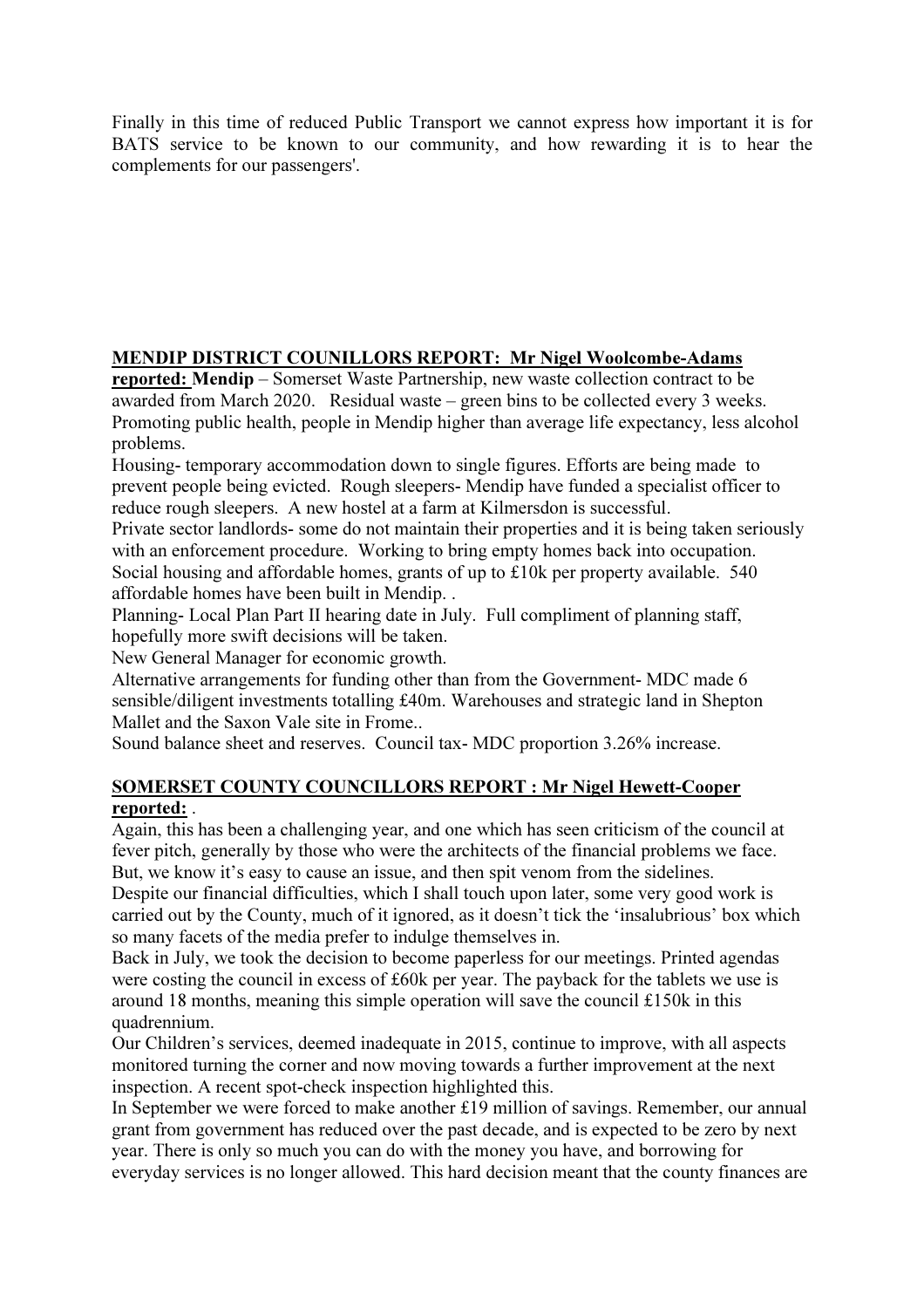Finally in this time of reduced Public Transport we cannot express how important it is for BATS service to be known to our community, and how rewarding it is to hear the complements for our passengers'.

**MENDIP DISTRICT COUNILLORS REPORT: Mr Nigel Woolcombe-Adams reported:** **Mendip** – Somerset Waste Partnership, new waste collection contract to be awarded from March 2020. Residual waste – green bins to be collected every 3 weeks. Promoting public health, people in Mendip higher than average life expectancy, less alcohol problems.

Housing- temporary accommodation down to single figures. Efforts are being made to prevent people being evicted. Rough sleepers- Mendip have funded a specialist officer to reduce rough sleepers. A new hostel at a farm at Kilmersdon is successful.

Private sector landlords- some do not maintain their properties and it is being taken seriously with an enforcement procedure. Working to bring empty homes back into occupation.

Social housing and affordable homes, grants of up to £10k per property available. 540 affordable homes have been built in Mendip. .

Planning- Local Plan Part II hearing date in July. Full compliment of planning staff, hopefully more swift decisions will be taken.

New General Manager for economic growth.

Alternative arrangements for funding other than from the Government- MDC made 6 sensible/diligent investments totalling £40m. Warehouses and strategic land in Shepton Mallet and the Saxon Vale site in Frome..

Sound balance sheet and reserves. Council tax- MDC proportion 3.26% increase.

**SOMERSET COUNTY COUNCILLORS REPORT : Mr Nigel Hewett-Cooper reported:** .

Again, this has been a challenging year, and one which has seen criticism of the council at fever pitch, generally by those who were the architects of the financial problems we face. But, we know it's easy to cause an issue, and then spit venom from the sidelines.

Despite our financial difficulties, which I shall touch upon later, some very good work is carried out by the County, much of it ignored, as it doesn't tick the 'insalubrious' box which so many facets of the media prefer to indulge themselves in.

Back in July, we took the decision to become paperless for our meetings. Printed agendas were costing the council in excess of £60k per year. The payback for the tablets we use is around 18 months, meaning this simple operation will save the council £150k in this quadrennium.

Our Children's services, deemed inadequate in 2015, continue to improve, with all aspects monitored turning the corner and now moving towards a further improvement at the next inspection. A recent spot-check inspection highlighted this.

In September we were forced to make another £19 million of savings. Remember, our annual grant from government has reduced over the past decade, and is expected to be zero by next year. There is only so much you can do with the money you have, and borrowing for everyday services is no longer allowed. This hard decision meant that the county finances are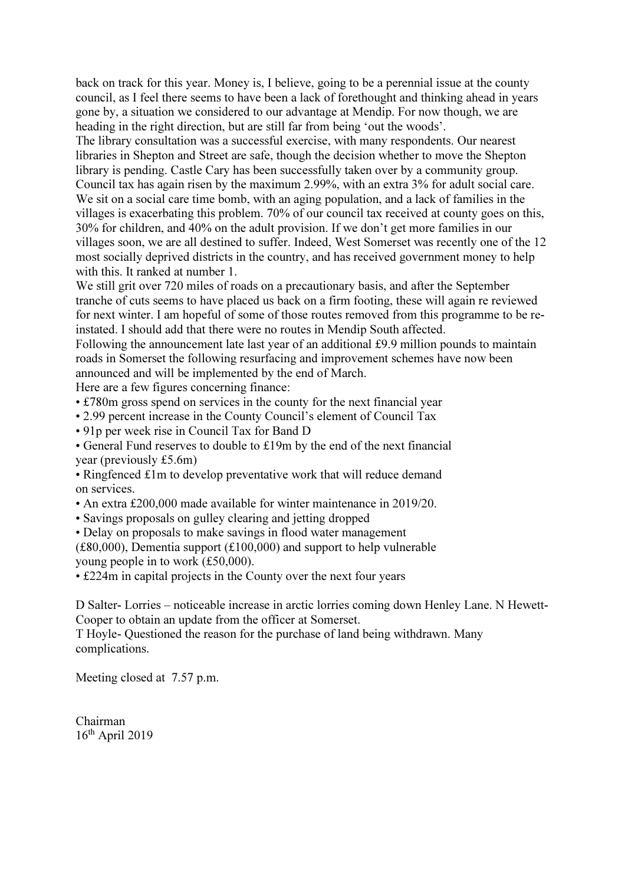back on track for this year. Money is, I believe, going to be a perennial issue at the county council, as I feel there seems to have been a lack of forethought and thinking ahead in years gone by, a situation we considered to our advantage at Mendip. For now though, we are heading in the right direction, but are still far from being 'out the woods'.

The library consultation was a successful exercise, with many respondents. Our nearest libraries in Shepton and Street are safe, though the decision whether to move the Shepton library is pending. Castle Cary has been successfully taken over by a community group.

Council tax has again risen by the maximum 2.99%, with an extra 3% for adult social care. We sit on a social care time bomb, with an aging population, and a lack of families in the villages is exacerbating this problem. 70% of our council tax received at county goes on this, 30% for children, and 40% on the adult provision. If we don't get more families in our villages soon, we are all destined to suffer. Indeed, West Somerset was recently one of the 12 most socially deprived districts in the country, and has received government money to help with this. It ranked at number 1.

We still grit over 720 miles of roads on a precautionary basis, and after the September tranche of cuts seems to have placed us back on a firm footing, these will again re reviewed for next winter. I am hopeful of some of those routes removed from this programme to be re-instated. I should add that there were no routes in Mendip South affected.

Following the announcement late last year of an additional £9.9 million pounds to maintain roads in Somerset the following resurfacing and improvement schemes have now been announced and will be implemented by the end of March.

Here are a few figures concerning finance:

- £780m gross spend on services in the county for the next financial year
- 2.99 percent increase in the County Council's element of Council Tax
- 91p per week rise in Council Tax for Band D
- General Fund reserves to double to £19m by the end of the next financial year (previously £5.6m)
- Ringfenced £1m to develop preventative work that will reduce demand on services.
- An extra £200,000 made available for winter maintenance in 2019/20.
- Savings proposals on gulley clearing and jetting dropped
- Delay on proposals to make savings in flood water management (£80,000), Dementia support (£100,000) and support to help vulnerable young people in to work (£50,000).
- £224m in capital projects in the County over the next four years

D Salter- Lorries – noticeable increase in arctic lorries coming down Henley Lane. N Hewett-Cooper to obtain an update from the officer at Somerset.

T Hoyle- Questioned the reason for the purchase of land being withdrawn. Many complications.

Meeting closed at 7.57 p.m.

Chairman
16th April 2019